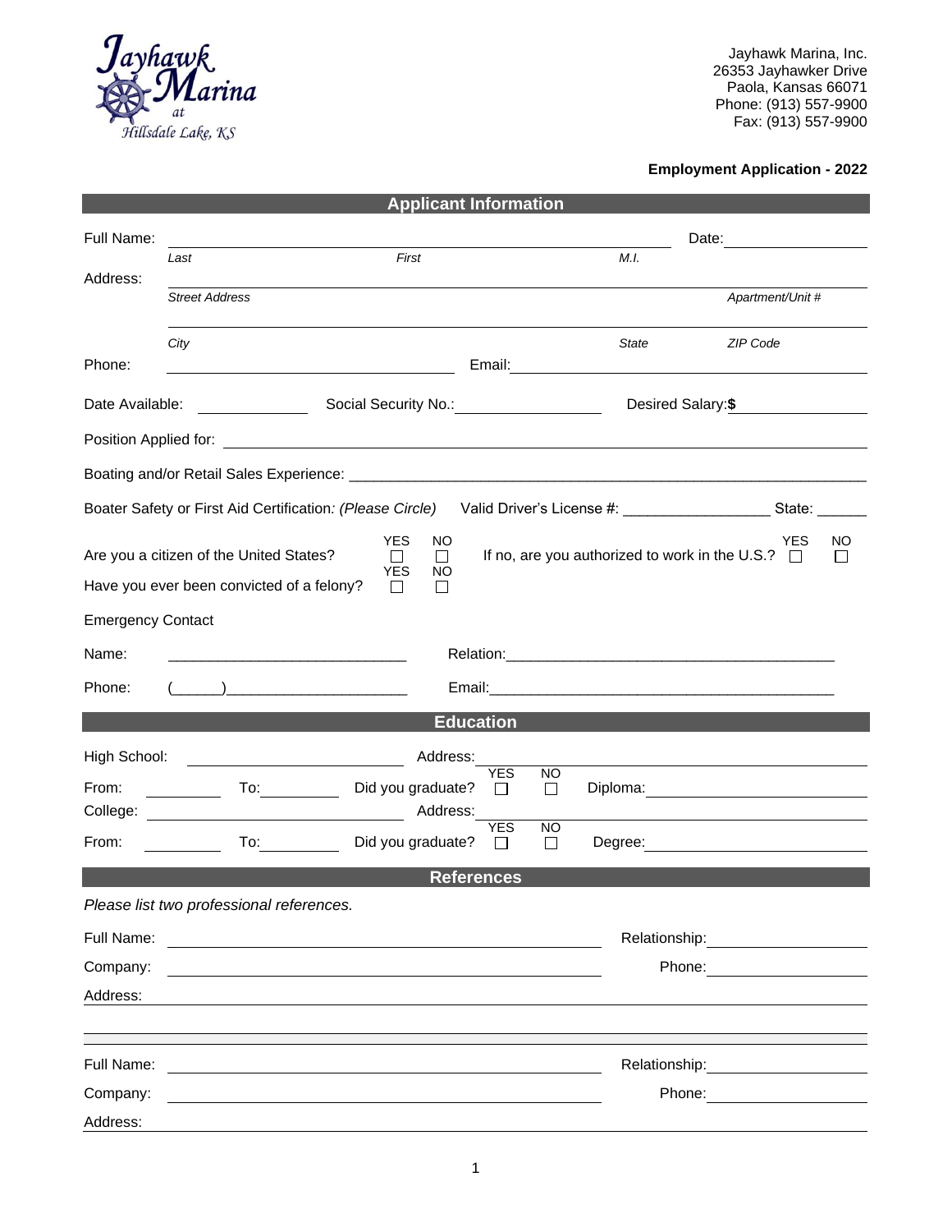Jayhawk Marina at Hillsdale Lake, KS

Jayhawk Marina, Inc.
26353 Jayhawker Drive
Paola, Kansas 66071
Phone: (913) 557-9900
Fax: (913) 557-9900

**Employment Application - 2022**

## Applicant Information

Full Name: ______________________________________________ Date: ____________

*Last* *First* *M.I.*

Address: ______________________________________________

*Street Address* *Apartment/Unit #*

______________________________________________

*City* *State* *ZIP Code*

Phone: ____________________ Email: ____________________

Date Available: __________ Social Security No.: ______________ Desired Salary: **$** ______________

Position Applied for: ______________________________________________

Boating and/or Retail Sales Experience: ______________________________________________

Boater Safety or First Aid Certification*: (Please Circle)* Valid Driver's License #: _________________ State: ______

Are you a citizen of the United States? YES ☐ NO ☐ If no, are you authorized to work in the U.S.? YES ☐ NO ☐

Have you ever been convicted of a felony? YES ☐ NO ☐

Emergency Contact

Name: _____________________________ Relation: _________________________________________

Phone: (______)______________________ Email: __________________________________________

## Education

High School: ____________________ Address: ____________________

From: ________ To: ________ Did you graduate? YES ☐ NO ☐ Diploma: ____________________

College: ____________________ Address: ____________________

From: ________ To: ________ Did you graduate? YES ☐ NO ☐ Degree: ____________________

## References

*Please list two professional references.*

Full Name: ______________________________________________ Relationship: ______________

Company: ______________________________________________ Phone: ______________

Address: ______________________________________________

______________________________________________

Full Name: ______________________________________________ Relationship: ______________

Company: ______________________________________________ Phone: ______________

Address: ______________________________________________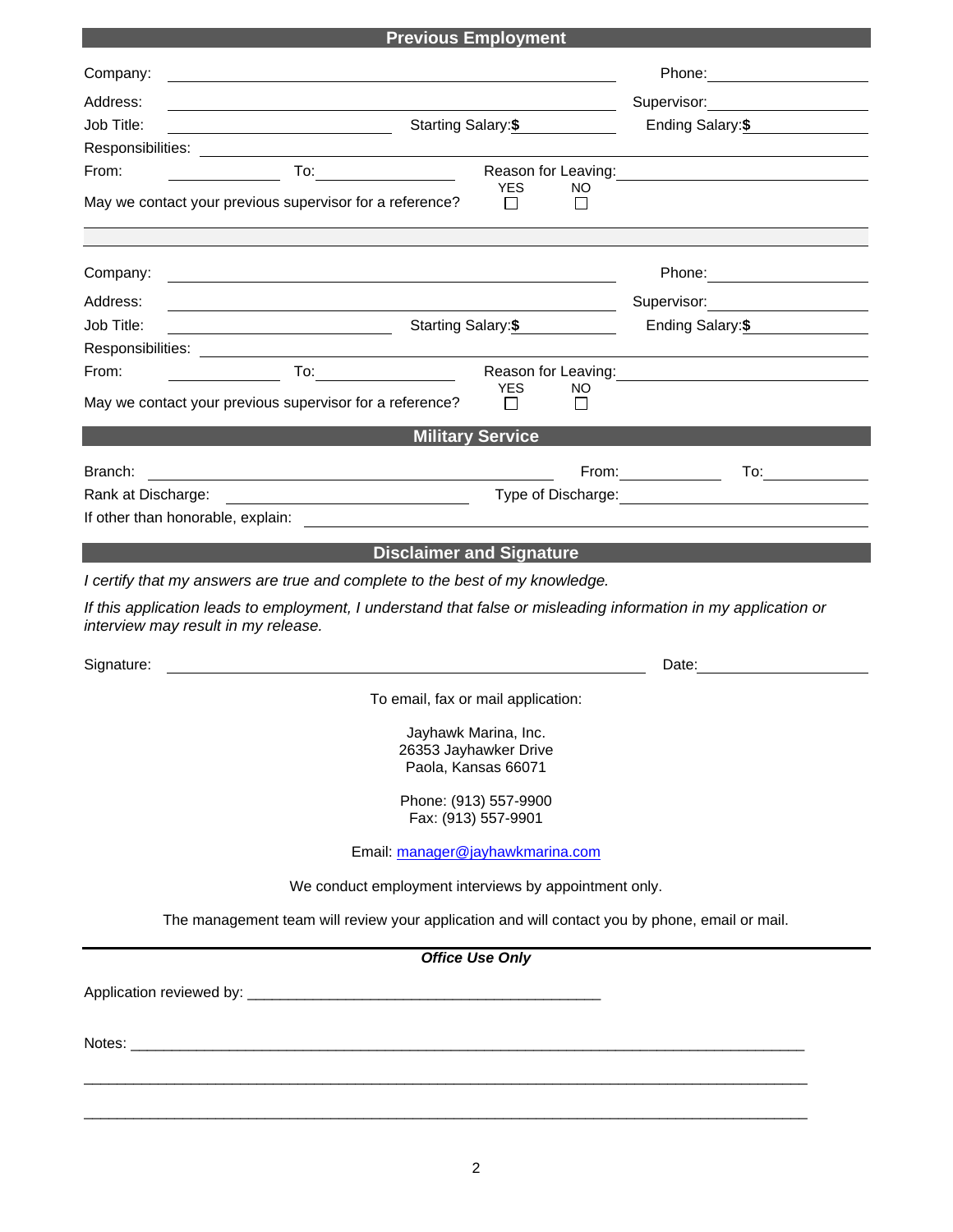## Previous Employment

Company: ______________________________ Phone: ____________

Address: ______________________________ Supervisor: ____________

Job Title: ____________ Starting Salary:**$** ________ Ending Salary:**$** ________

Responsibilities: ______________________________

From: ________ To: ________ Reason for Leaving: ____________

May we contact your previous supervisor for a reference? YES ☐ NO ☐

---

Company: ______________________________ Phone: ____________

Address: ______________________________ Supervisor: ____________

Job Title: ____________ Starting Salary:**$** ________ Ending Salary:**$** ________

Responsibilities: ______________________________

From: ________ To: ________ Reason for Leaving: ____________

May we contact your previous supervisor for a reference? YES ☐ NO ☐

## Military Service

Branch: ______________________________ From: ________ To: ________

Rank at Discharge: ____________ Type of Discharge: ____________

If other than honorable, explain: ______________________________

## Disclaimer and Signature

*I certify that my answers are true and complete to the best of my knowledge.*

*If this application leads to employment, I understand that false or misleading information in my application or interview may result in my release.*

Signature: ______________________________ Date: ____________

To email, fax or mail application:

Jayhawk Marina, Inc.
26353 Jayhawker Drive
Paola, Kansas 66071

Phone: (913) 557-9900
Fax: (913) 557-9901

Email: manager@jayhawkmarina.com

We conduct employment interviews by appointment only.

The management team will review your application and will contact you by phone, email or mail.

---

***Office Use Only***

Application reviewed by: ___________________________________________

Notes: ___________________________________________________________________________________

_________________________________________________________________________________________

_________________________________________________________________________________________